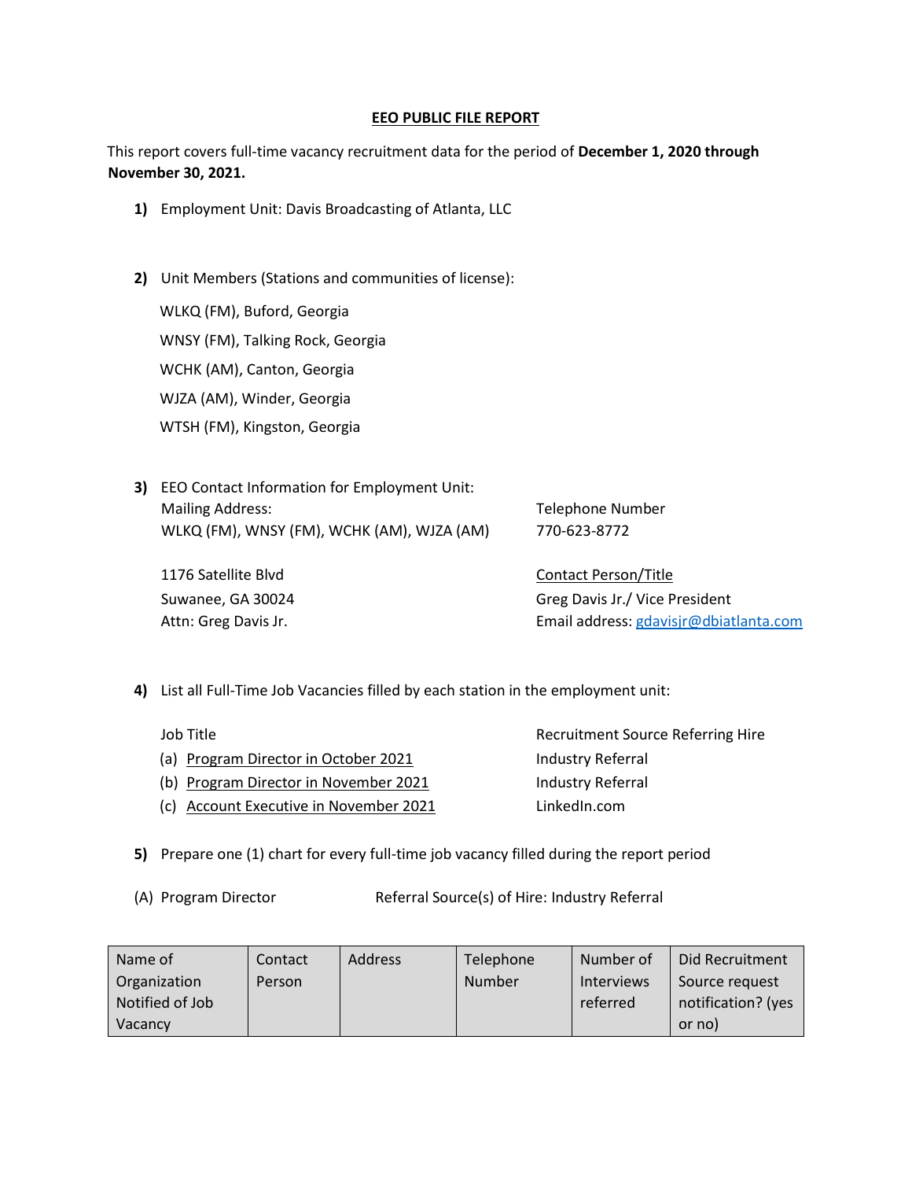# EEO PUBLIC FILE REPORT

This report covers full-time vacancy recruitment data for the period of **December 1, 2020 through November 30, 2021.**

1) Employment Unit: Davis Broadcasting of Atlanta, LLC

2) Unit Members (Stations and communities of license):

   WLKQ (FM), Buford, Georgia

   WNSY (FM), Talking Rock, Georgia

   WCHK (AM), Canton, Georgia

   WJZA (AM), Winder, Georgia

   WTSH (FM), Kingston, Georgia

3) EEO Contact Information for Employment Unit:

   Mailing Address:
   WLKQ (FM), WNSY (FM), WCHK (AM), WJZA (AM)

   1176 Satellite Blvd
   Suwanee, GA 30024
   Attn: Greg Davis Jr.

   Telephone Number
   770-623-8772

   Contact Person/Title
   Greg Davis Jr./ Vice President
   Email address: gdavisjr@dbiatlanta.com

4) List all Full-Time Job Vacancies filled by each station in the employment unit:

| Job Title | Recruitment Source Referring Hire |
|---|---|
| (a) Program Director in October 2021 | Industry Referral |
| (b) Program Director in November 2021 | Industry Referral |
| (c) Account Executive in November 2021 | LinkedIn.com |

5) Prepare one (1) chart for every full-time job vacancy filled during the report period

(A) Program Director Referral Source(s) of Hire: Industry Referral

| Name of Organization Notified of Job Vacancy | Contact Person | Address | Telephone Number | Number of Interviews referred | Did Recruitment Source request notification? (yes or no) |
|---|---|---|---|---|---|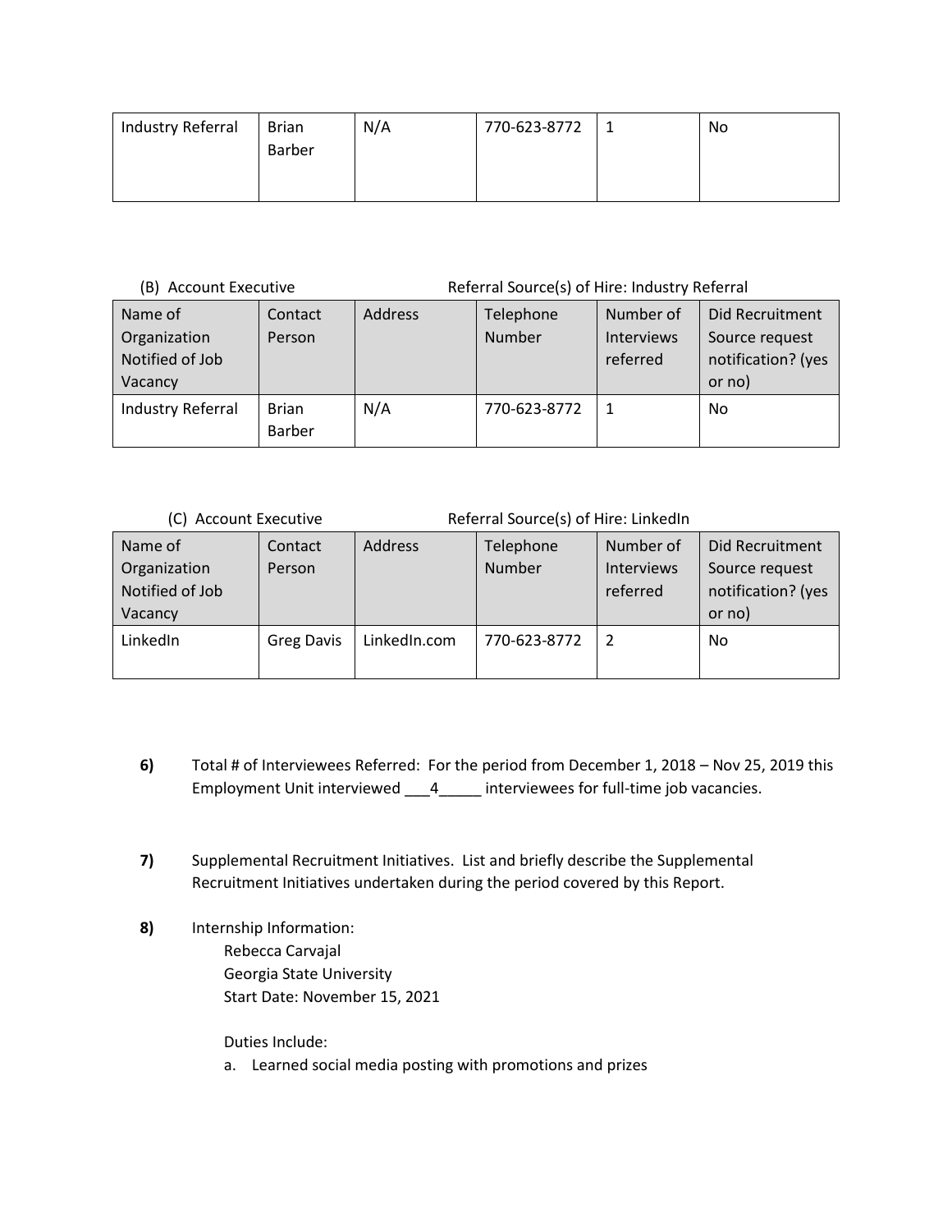| Industry Referral | Brian Barber | N/A | 770-623-8772 | 1 | No |
|---|---|---|---|---|---|

(B) Account Executive　　　　　　Referral Source(s) of Hire: Industry Referral

| Name of Organization Notified of Job Vacancy | Contact Person | Address | Telephone Number | Number of Interviews referred | Did Recruitment Source request notification? (yes or no) |
|---|---|---|---|---|---|
| Industry Referral | Brian Barber | N/A | 770-623-8772 | 1 | No |

(C) Account Executive　　　　　　Referral Source(s) of Hire: LinkedIn

| Name of Organization Notified of Job Vacancy | Contact Person | Address | Telephone Number | Number of Interviews referred | Did Recruitment Source request notification? (yes or no) |
|---|---|---|---|---|---|
| LinkedIn | Greg Davis | LinkedIn.com | 770-623-8772 | 2 | No |

**6)** Total # of Interviewees Referred: For the period from December 1, 2018 – Nov 25, 2019 this Employment Unit interviewed ___4_____ interviewees for full-time job vacancies.

**7)** Supplemental Recruitment Initiatives. List and briefly describe the Supplemental Recruitment Initiatives undertaken during the period covered by this Report.

**8)** Internship Information:

Rebecca Carvajal
Georgia State University
Start Date: November 15, 2021

Duties Include:

a. Learned social media posting with promotions and prizes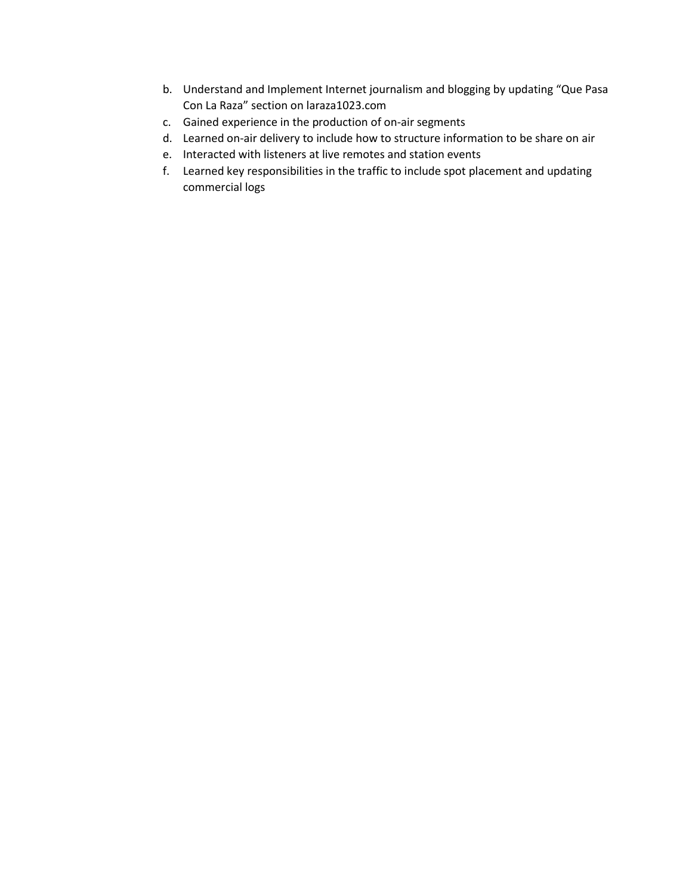b. Understand and Implement Internet journalism and blogging by updating "Que Pasa Con La Raza" section on laraza1023.com
c. Gained experience in the production of on-air segments
d. Learned on-air delivery to include how to structure information to be share on air
e. Interacted with listeners at live remotes and station events
f. Learned key responsibilities in the traffic to include spot placement and updating commercial logs